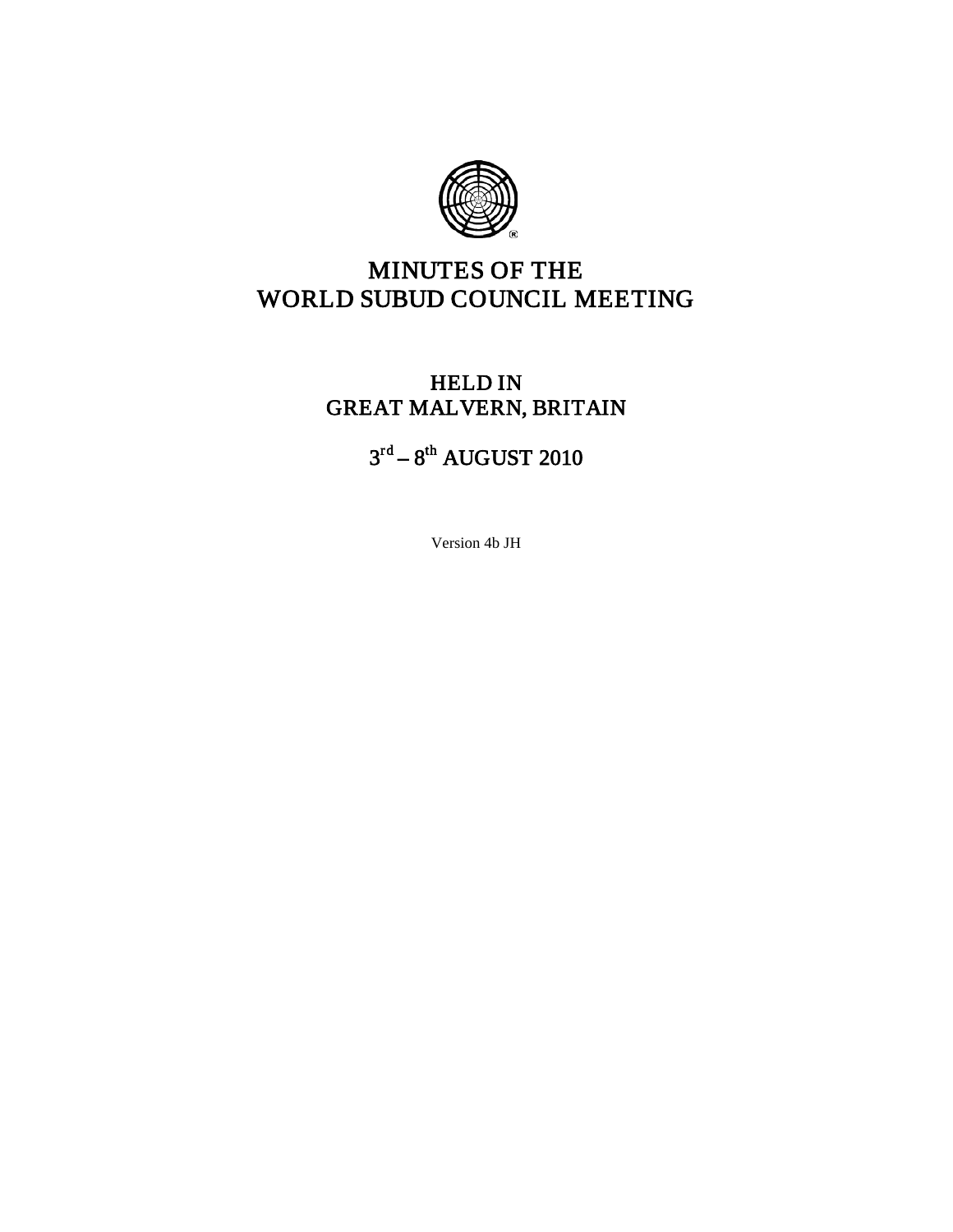# MINUTES OF THE WORLD SUBUD COUNCIL MEETING

## HELD IN GREAT MALVERN, BRITAIN

## 3rd – 8th AUGUST 2010

Version 4b JH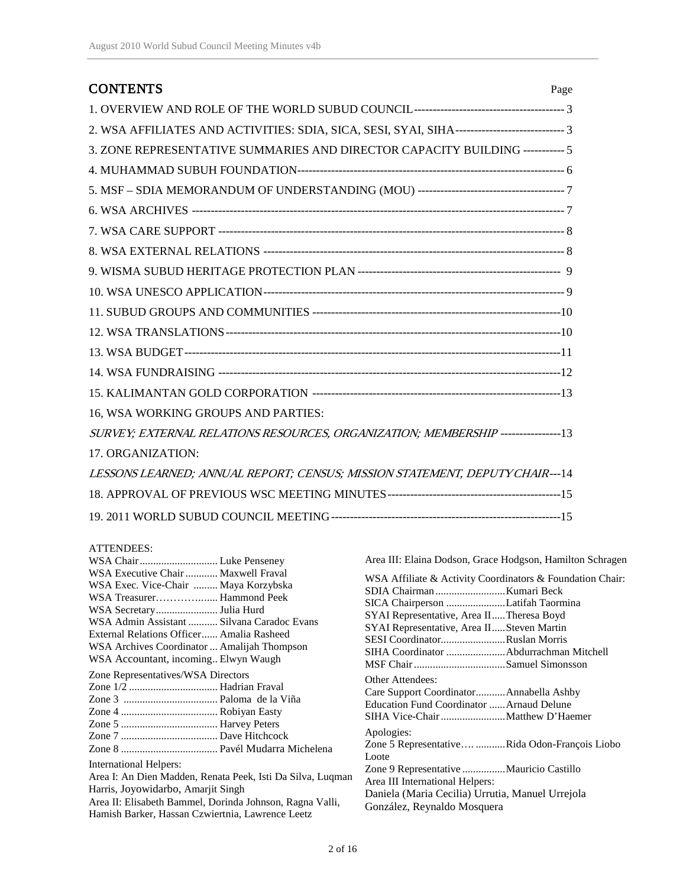## CONTENTS

| | Page |
|---|---|
| 1. OVERVIEW AND ROLE OF THE WORLD SUBUD COUNCIL | 3 |
| 2. WSA AFFILIATES AND ACTIVITIES: SDIA, SICA, SESI, SYAI, SIHA | 3 |
| 3. ZONE REPRESENTATIVE SUMMARIES AND DIRECTOR CAPACITY BUILDING | 5 |
| 4. MUHAMMAD SUBUH FOUNDATION | 6 |
| 5. MSF – SDIA MEMORANDUM OF UNDERSTANDING (MOU) | 7 |
| 6. WSA ARCHIVES | 7 |
| 7. WSA CARE SUPPORT | 8 |
| 8. WSA EXTERNAL RELATIONS | 8 |
| 9. WISMA SUBUD HERITAGE PROTECTION PLAN | 9 |
| 10. WSA UNESCO APPLICATION | 9 |
| 11. SUBUD GROUPS AND COMMUNITIES | 10 |
| 12. WSA TRANSLATIONS | 10 |
| 13. WSA BUDGET | 11 |
| 14. WSA FUNDRAISING | 12 |
| 15. KALIMANTAN GOLD CORPORATION | 13 |
| 16, WSA WORKING GROUPS AND PARTIES: *SURVEY; EXTERNAL RELATIONS RESOURCES, ORGANIZATION; MEMBERSHIP* | 13 |
| 17. ORGANIZATION: *LESSONS LEARNED; ANNUAL REPORT; CENSUS; MISSION STATEMENT, DEPUTY CHAIR* | 14 |
| 18. APPROVAL OF PREVIOUS WSC MEETING MINUTES | 15 |
| 19. 2011 WORLD SUBUD COUNCIL MEETING | 15 |

ATTENDEES:

WSA Chair ............................. Luke Penseney
WSA Executive Chair ............ Maxwell Fraval
WSA Exec. Vice-Chair ......... Maya Korzybska
WSA Treasurer………….…..... Hammond Peek
WSA Secretary....................... Julia Hurd
WSA Admin Assistant ........... Silvana Caradoc Evans
External Relations Officer...... Amalia Rasheed
WSA Archives Coordinator ... Amalijah Thompson
WSA Accountant, incoming.. Elwyn Waugh

Zone Representatives/WSA Directors
Zone 1/2 ................................ Hadrian Fraval
Zone 3 .................................. Paloma de la Viña
Zone 4 ................................... Robiyan Easty
Zone 5 ................................... Harvey Peters
Zone 7 ................................... Dave Hitchcock
Zone 8 ................................... Pavél Mudarra Michelena

International Helpers:
Area I: An Dien Madden, Renata Peek, Isti Da Silva, Luqman Harris, Joyowidarbo, Amarjit Singh
Area II: Elisabeth Bammel, Dorinda Johnson, Ragna Valli, Hamish Barker, Hassan Czwiertnia, Lawrence Leetz
Area III: Elaina Dodson, Grace Hodgson, Hamilton Schragen

WSA Affiliate & Activity Coordinators & Foundation Chair:
SDIA Chairman ........................Kumari Beck
SICA Chairperson ......................Latifah Taormina
SYAI Representative, Area II.....Theresa Boyd
SYAI Representative, Area II.....Steven Martin
SESI Coordinator........................Ruslan Morris
SIHA Coordinator ......................Abdurrachman Mitchell
MSF Chair ..................................Samuel Simonsson

Other Attendees:
Care Support Coordinator...........Annabella Ashby
Education Fund Coordinator ......Arnaud Delune
SIHA Vice-Chair ........................Matthew D'Haemer

Apologies:
Zone 5 Representative…. ...........Rida Odon-François Liobo Loote
Zone 9 Representative ................Mauricio Castillo
Area III International Helpers:
Daniela (Maria Cecilia) Urrutia, Manuel Urrejola González, Reynaldo Mosquera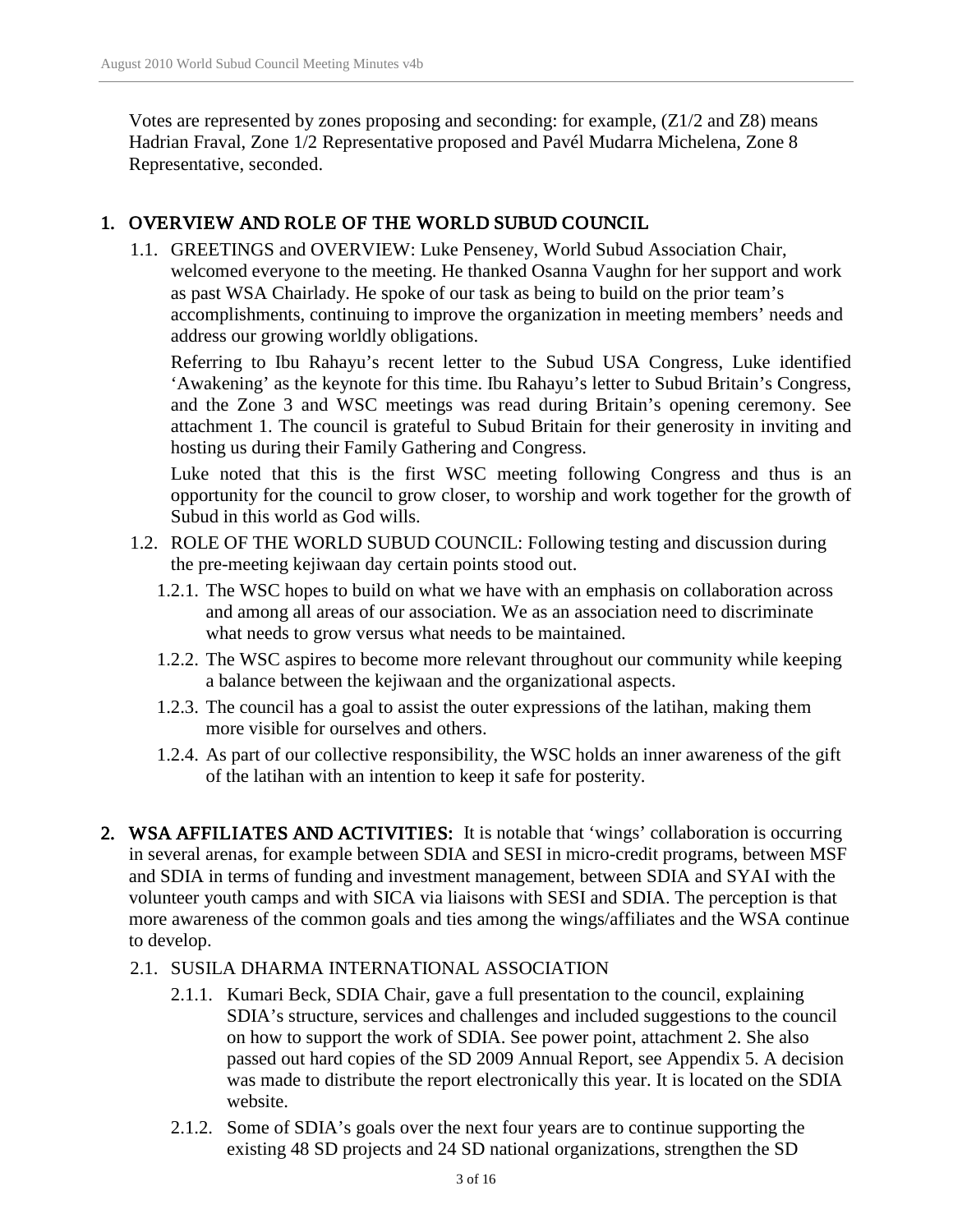Votes are represented by zones proposing and seconding: for example, (Z1/2 and Z8) means Hadrian Fraval, Zone 1/2 Representative proposed and Pavél Mudarra Michelena, Zone 8 Representative, seconded.

## 1. OVERVIEW AND ROLE OF THE WORLD SUBUD COUNCIL

1.1. GREETINGS and OVERVIEW: Luke Penseney, World Subud Association Chair, welcomed everyone to the meeting. He thanked Osanna Vaughn for her support and work as past WSA Chairlady. He spoke of our task as being to build on the prior team's accomplishments, continuing to improve the organization in meeting members' needs and address our growing worldly obligations.

Referring to Ibu Rahayu's recent letter to the Subud USA Congress, Luke identified 'Awakening' as the keynote for this time. Ibu Rahayu's letter to Subud Britain's Congress, and the Zone 3 and WSC meetings was read during Britain's opening ceremony. See attachment 1. The council is grateful to Subud Britain for their generosity in inviting and hosting us during their Family Gathering and Congress.

Luke noted that this is the first WSC meeting following Congress and thus is an opportunity for the council to grow closer, to worship and work together for the growth of Subud in this world as God wills.

1.2. ROLE OF THE WORLD SUBUD COUNCIL: Following testing and discussion during the pre-meeting kejiwaan day certain points stood out.

1.2.1. The WSC hopes to build on what we have with an emphasis on collaboration across and among all areas of our association. We as an association need to discriminate what needs to grow versus what needs to be maintained.

1.2.2. The WSC aspires to become more relevant throughout our community while keeping a balance between the kejiwaan and the organizational aspects.

1.2.3. The council has a goal to assist the outer expressions of the latihan, making them more visible for ourselves and others.

1.2.4. As part of our collective responsibility, the WSC holds an inner awareness of the gift of the latihan with an intention to keep it safe for posterity.

## 2. WSA AFFILIATES AND ACTIVITIES:

It is notable that 'wings' collaboration is occurring in several arenas, for example between SDIA and SESI in micro-credit programs, between MSF and SDIA in terms of funding and investment management, between SDIA and SYAI with the volunteer youth camps and with SICA via liaisons with SESI and SDIA. The perception is that more awareness of the common goals and ties among the wings/affiliates and the WSA continue to develop.

2.1. SUSILA DHARMA INTERNATIONAL ASSOCIATION

2.1.1. Kumari Beck, SDIA Chair, gave a full presentation to the council, explaining SDIA's structure, services and challenges and included suggestions to the council on how to support the work of SDIA. See power point, attachment 2. She also passed out hard copies of the SD 2009 Annual Report, see Appendix 5. A decision was made to distribute the report electronically this year. It is located on the SDIA website.

2.1.2. Some of SDIA's goals over the next four years are to continue supporting the existing 48 SD projects and 24 SD national organizations, strengthen the SD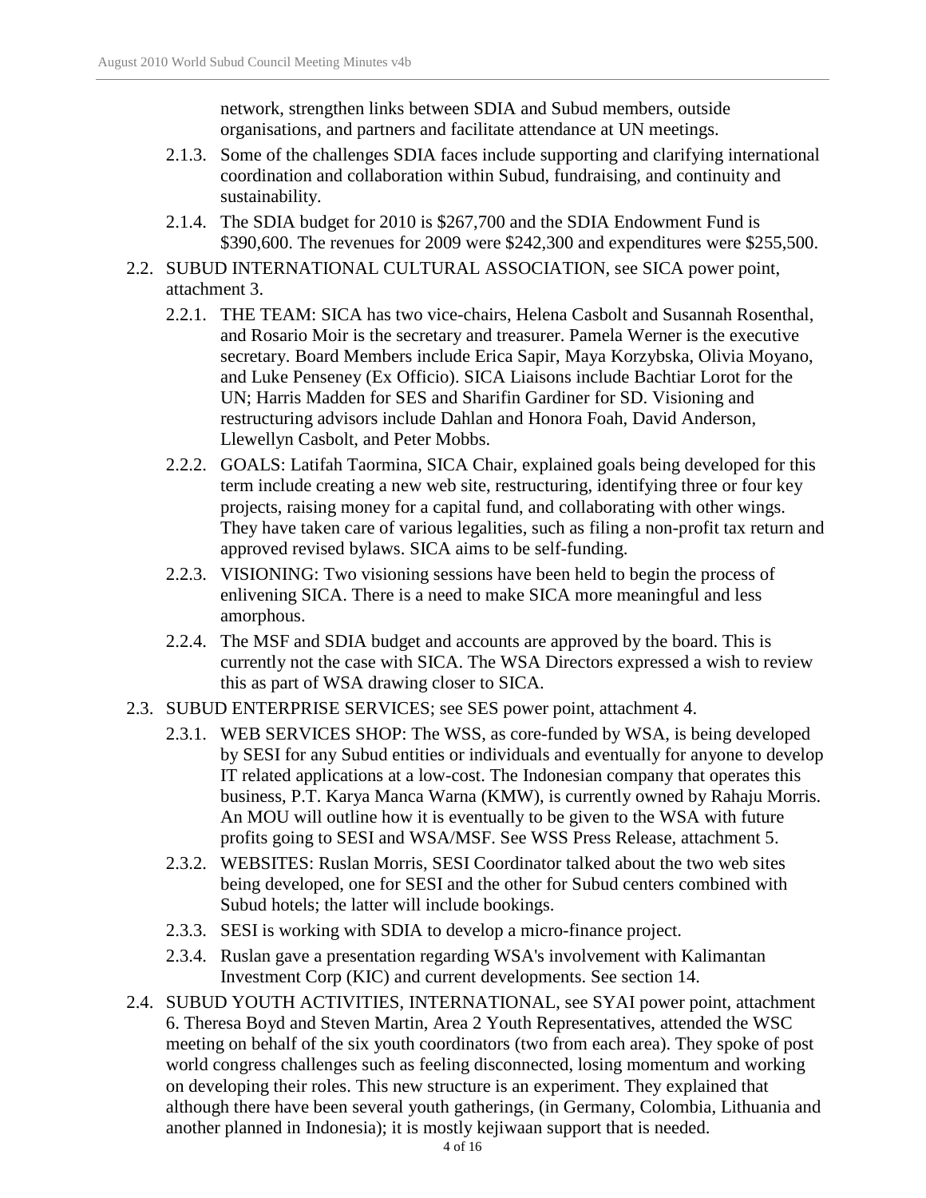network, strengthen links between SDIA and Subud members, outside organisations, and partners and facilitate attendance at UN meetings.

- 2.1.3. Some of the challenges SDIA faces include supporting and clarifying international coordination and collaboration within Subud, fundraising, and continuity and sustainability.
- 2.1.4. The SDIA budget for 2010 is $267,700 and the SDIA Endowment Fund is $390,600. The revenues for 2009 were $242,300 and expenditures were $255,500.

2.2. SUBUD INTERNATIONAL CULTURAL ASSOCIATION, see SICA power point, attachment 3.

- 2.2.1. THE TEAM: SICA has two vice-chairs, Helena Casbolt and Susannah Rosenthal, and Rosario Moir is the secretary and treasurer. Pamela Werner is the executive secretary. Board Members include Erica Sapir, Maya Korzybska, Olivia Moyano, and Luke Penseney (Ex Officio). SICA Liaisons include Bachtiar Lorot for the UN; Harris Madden for SES and Sharifin Gardiner for SD. Visioning and restructuring advisors include Dahlan and Honora Foah, David Anderson, Llewellyn Casbolt, and Peter Mobbs.
- 2.2.2. GOALS: Latifah Taormina, SICA Chair, explained goals being developed for this term include creating a new web site, restructuring, identifying three or four key projects, raising money for a capital fund, and collaborating with other wings. They have taken care of various legalities, such as filing a non-profit tax return and approved revised bylaws. SICA aims to be self-funding.
- 2.2.3. VISIONING: Two visioning sessions have been held to begin the process of enlivening SICA. There is a need to make SICA more meaningful and less amorphous.
- 2.2.4. The MSF and SDIA budget and accounts are approved by the board. This is currently not the case with SICA. The WSA Directors expressed a wish to review this as part of WSA drawing closer to SICA.

2.3. SUBUD ENTERPRISE SERVICES; see SES power point, attachment 4.

- 2.3.1. WEB SERVICES SHOP: The WSS, as core-funded by WSA, is being developed by SESI for any Subud entities or individuals and eventually for anyone to develop IT related applications at a low-cost. The Indonesian company that operates this business, P.T. Karya Manca Warna (KMW), is currently owned by Rahaju Morris. An MOU will outline how it is eventually to be given to the WSA with future profits going to SESI and WSA/MSF. See WSS Press Release, attachment 5.
- 2.3.2. WEBSITES: Ruslan Morris, SESI Coordinator talked about the two web sites being developed, one for SESI and the other for Subud centers combined with Subud hotels; the latter will include bookings.
- 2.3.3. SESI is working with SDIA to develop a micro-finance project.
- 2.3.4. Ruslan gave a presentation regarding WSA's involvement with Kalimantan Investment Corp (KIC) and current developments. See section 14.

2.4. SUBUD YOUTH ACTIVITIES, INTERNATIONAL, see SYAI power point, attachment 6. Theresa Boyd and Steven Martin, Area 2 Youth Representatives, attended the WSC meeting on behalf of the six youth coordinators (two from each area). They spoke of post world congress challenges such as feeling disconnected, losing momentum and working on developing their roles. This new structure is an experiment. They explained that although there have been several youth gatherings, (in Germany, Colombia, Lithuania and another planned in Indonesia); it is mostly kejiwaan support that is needed.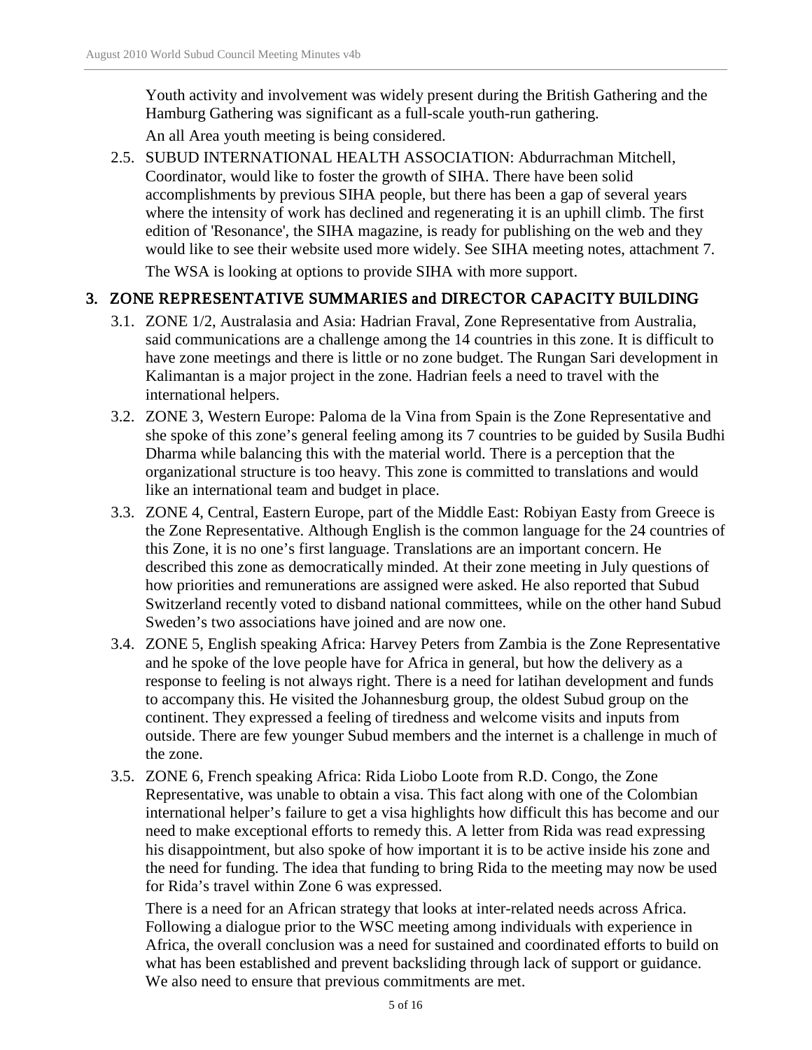Youth activity and involvement was widely present during the British Gathering and the Hamburg Gathering was significant as a full-scale youth-run gathering.

An all Area youth meeting is being considered.

2.5. SUBUD INTERNATIONAL HEALTH ASSOCIATION: Abdurrachman Mitchell, Coordinator, would like to foster the growth of SIHA. There have been solid accomplishments by previous SIHA people, but there has been a gap of several years where the intensity of work has declined and regenerating it is an uphill climb. The first edition of 'Resonance', the SIHA magazine, is ready for publishing on the web and they would like to see their website used more widely. See SIHA meeting notes, attachment 7.

The WSA is looking at options to provide SIHA with more support.

## 3. ZONE REPRESENTATIVE SUMMARIES and DIRECTOR CAPACITY BUILDING

3.1. ZONE 1/2, Australasia and Asia: Hadrian Fraval, Zone Representative from Australia, said communications are a challenge among the 14 countries in this zone. It is difficult to have zone meetings and there is little or no zone budget. The Rungan Sari development in Kalimantan is a major project in the zone. Hadrian feels a need to travel with the international helpers.

3.2. ZONE 3, Western Europe: Paloma de la Vina from Spain is the Zone Representative and she spoke of this zone's general feeling among its 7 countries to be guided by Susila Budhi Dharma while balancing this with the material world. There is a perception that the organizational structure is too heavy. This zone is committed to translations and would like an international team and budget in place.

3.3. ZONE 4, Central, Eastern Europe, part of the Middle East: Robiyan Easty from Greece is the Zone Representative. Although English is the common language for the 24 countries of this Zone, it is no one's first language. Translations are an important concern. He described this zone as democratically minded. At their zone meeting in July questions of how priorities and remunerations are assigned were asked. He also reported that Subud Switzerland recently voted to disband national committees, while on the other hand Subud Sweden's two associations have joined and are now one.

3.4. ZONE 5, English speaking Africa: Harvey Peters from Zambia is the Zone Representative and he spoke of the love people have for Africa in general, but how the delivery as a response to feeling is not always right. There is a need for latihan development and funds to accompany this. He visited the Johannesburg group, the oldest Subud group on the continent. They expressed a feeling of tiredness and welcome visits and inputs from outside. There are few younger Subud members and the internet is a challenge in much of the zone.

3.5. ZONE 6, French speaking Africa: Rida Liobo Loote from R.D. Congo, the Zone Representative, was unable to obtain a visa. This fact along with one of the Colombian international helper's failure to get a visa highlights how difficult this has become and our need to make exceptional efforts to remedy this. A letter from Rida was read expressing his disappointment, but also spoke of how important it is to be active inside his zone and the need for funding. The idea that funding to bring Rida to the meeting may now be used for Rida's travel within Zone 6 was expressed.

There is a need for an African strategy that looks at inter-related needs across Africa. Following a dialogue prior to the WSC meeting among individuals with experience in Africa, the overall conclusion was a need for sustained and coordinated efforts to build on what has been established and prevent backsliding through lack of support or guidance. We also need to ensure that previous commitments are met.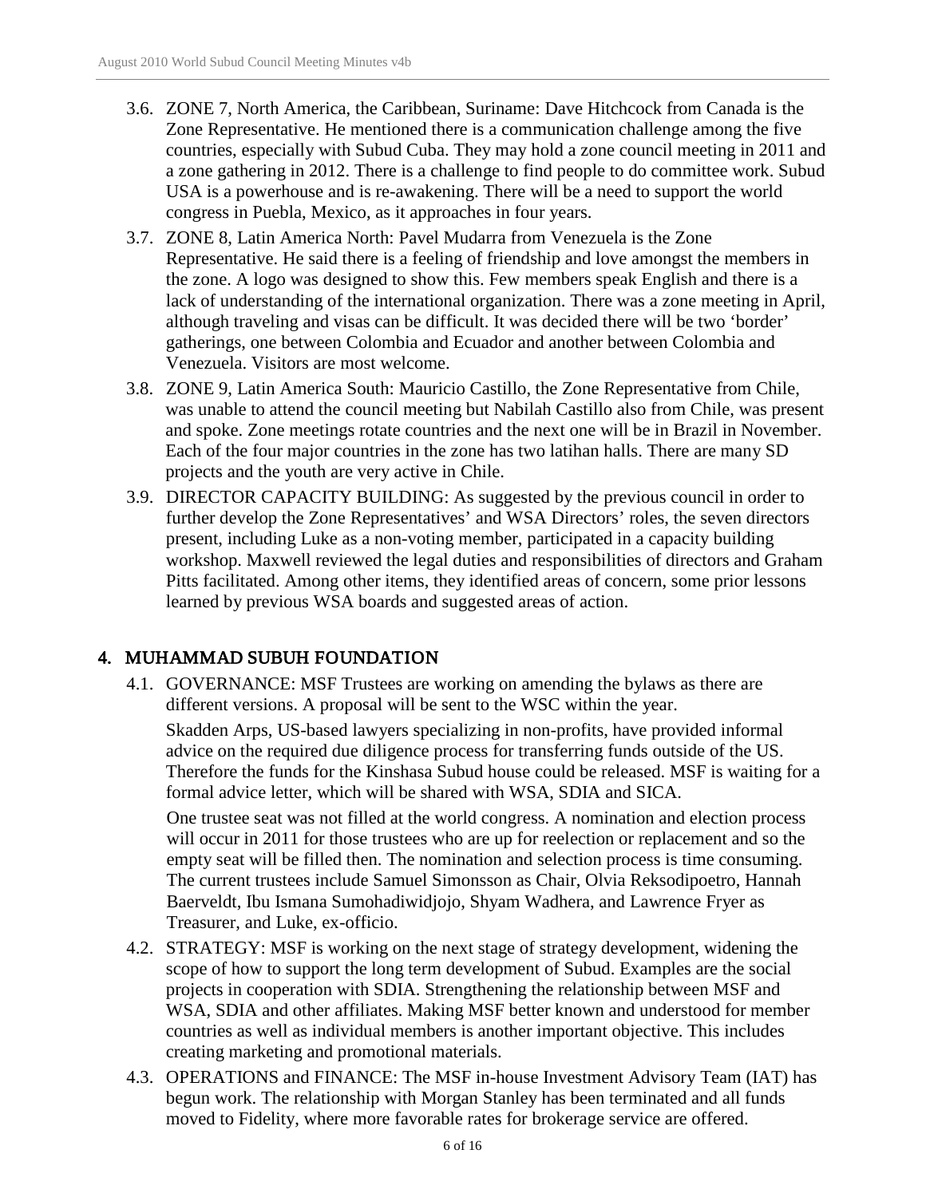3.6. ZONE 7, North America, the Caribbean, Suriname: Dave Hitchcock from Canada is the Zone Representative. He mentioned there is a communication challenge among the five countries, especially with Subud Cuba. They may hold a zone council meeting in 2011 and a zone gathering in 2012. There is a challenge to find people to do committee work. Subud USA is a powerhouse and is re-awakening. There will be a need to support the world congress in Puebla, Mexico, as it approaches in four years.

3.7. ZONE 8, Latin America North: Pavel Mudarra from Venezuela is the Zone Representative. He said there is a feeling of friendship and love amongst the members in the zone. A logo was designed to show this. Few members speak English and there is a lack of understanding of the international organization. There was a zone meeting in April, although traveling and visas can be difficult. It was decided there will be two 'border' gatherings, one between Colombia and Ecuador and another between Colombia and Venezuela. Visitors are most welcome.

3.8. ZONE 9, Latin America South: Mauricio Castillo, the Zone Representative from Chile, was unable to attend the council meeting but Nabilah Castillo also from Chile, was present and spoke. Zone meetings rotate countries and the next one will be in Brazil in November. Each of the four major countries in the zone has two latihan halls. There are many SD projects and the youth are very active in Chile.

3.9. DIRECTOR CAPACITY BUILDING: As suggested by the previous council in order to further develop the Zone Representatives' and WSA Directors' roles, the seven directors present, including Luke as a non-voting member, participated in a capacity building workshop. Maxwell reviewed the legal duties and responsibilities of directors and Graham Pitts facilitated. Among other items, they identified areas of concern, some prior lessons learned by previous WSA boards and suggested areas of action.

## 4. MUHAMMAD SUBUH FOUNDATION

4.1. GOVERNANCE: MSF Trustees are working on amending the bylaws as there are different versions. A proposal will be sent to the WSC within the year.

Skadden Arps, US-based lawyers specializing in non-profits, have provided informal advice on the required due diligence process for transferring funds outside of the US. Therefore the funds for the Kinshasa Subud house could be released. MSF is waiting for a formal advice letter, which will be shared with WSA, SDIA and SICA.

One trustee seat was not filled at the world congress. A nomination and election process will occur in 2011 for those trustees who are up for reelection or replacement and so the empty seat will be filled then. The nomination and selection process is time consuming. The current trustees include Samuel Simonsson as Chair, Olvia Reksodipoetro, Hannah Baerveldt, Ibu Ismana Sumohadiwidjojo, Shyam Wadhera, and Lawrence Fryer as Treasurer, and Luke, ex-officio.

4.2. STRATEGY: MSF is working on the next stage of strategy development, widening the scope of how to support the long term development of Subud. Examples are the social projects in cooperation with SDIA. Strengthening the relationship between MSF and WSA, SDIA and other affiliates. Making MSF better known and understood for member countries as well as individual members is another important objective. This includes creating marketing and promotional materials.

4.3. OPERATIONS and FINANCE: The MSF in-house Investment Advisory Team (IAT) has begun work. The relationship with Morgan Stanley has been terminated and all funds moved to Fidelity, where more favorable rates for brokerage service are offered.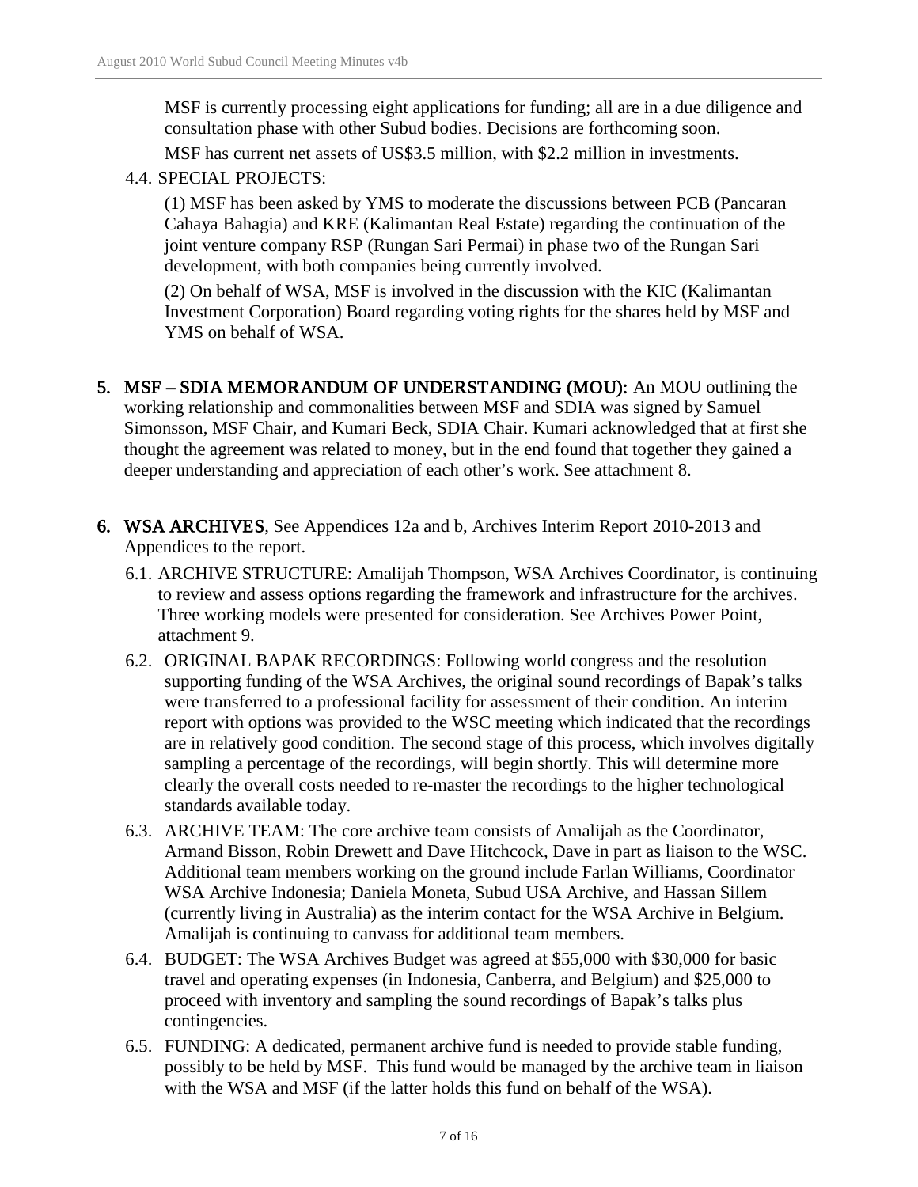MSF is currently processing eight applications for funding; all are in a due diligence and consultation phase with other Subud bodies. Decisions are forthcoming soon.

MSF has current net assets of US$3.5 million, with $2.2 million in investments.

4.4. SPECIAL PROJECTS:

(1) MSF has been asked by YMS to moderate the discussions between PCB (Pancaran Cahaya Bahagia) and KRE (Kalimantan Real Estate) regarding the continuation of the joint venture company RSP (Rungan Sari Permai) in phase two of the Rungan Sari development, with both companies being currently involved.

(2) On behalf of WSA, MSF is involved in the discussion with the KIC (Kalimantan Investment Corporation) Board regarding voting rights for the shares held by MSF and YMS on behalf of WSA.

5. **MSF – SDIA MEMORANDUM OF UNDERSTANDING (MOU):** An MOU outlining the working relationship and commonalities between MSF and SDIA was signed by Samuel Simonsson, MSF Chair, and Kumari Beck, SDIA Chair. Kumari acknowledged that at first she thought the agreement was related to money, but in the end found that together they gained a deeper understanding and appreciation of each other's work. See attachment 8.

6. **WSA ARCHIVES**, See Appendices 12a and b, Archives Interim Report 2010-2013 and Appendices to the report.

   6.1. ARCHIVE STRUCTURE: Amalijah Thompson, WSA Archives Coordinator, is continuing to review and assess options regarding the framework and infrastructure for the archives. Three working models were presented for consideration. See Archives Power Point, attachment 9.

   6.2. ORIGINAL BAPAK RECORDINGS: Following world congress and the resolution supporting funding of the WSA Archives, the original sound recordings of Bapak's talks were transferred to a professional facility for assessment of their condition. An interim report with options was provided to the WSC meeting which indicated that the recordings are in relatively good condition. The second stage of this process, which involves digitally sampling a percentage of the recordings, will begin shortly. This will determine more clearly the overall costs needed to re-master the recordings to the higher technological standards available today.

   6.3. ARCHIVE TEAM: The core archive team consists of Amalijah as the Coordinator, Armand Bisson, Robin Drewett and Dave Hitchcock, Dave in part as liaison to the WSC. Additional team members working on the ground include Farlan Williams, Coordinator WSA Archive Indonesia; Daniela Moneta, Subud USA Archive, and Hassan Sillem (currently living in Australia) as the interim contact for the WSA Archive in Belgium. Amalijah is continuing to canvass for additional team members.

   6.4. BUDGET: The WSA Archives Budget was agreed at $55,000 with $30,000 for basic travel and operating expenses (in Indonesia, Canberra, and Belgium) and $25,000 to proceed with inventory and sampling the sound recordings of Bapak's talks plus contingencies.

   6.5. FUNDING: A dedicated, permanent archive fund is needed to provide stable funding, possibly to be held by MSF. This fund would be managed by the archive team in liaison with the WSA and MSF (if the latter holds this fund on behalf of the WSA).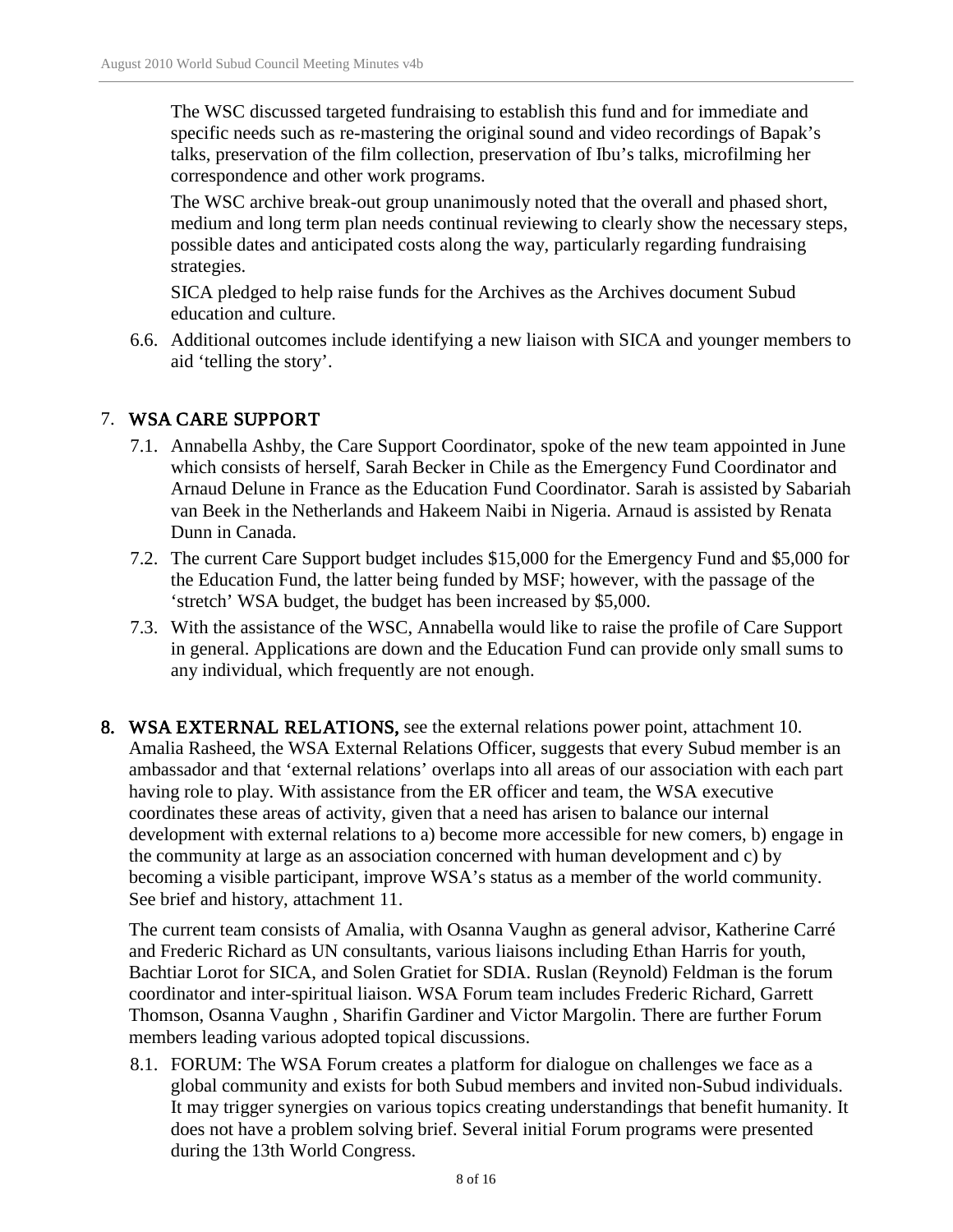The WSC discussed targeted fundraising to establish this fund and for immediate and specific needs such as re-mastering the original sound and video recordings of Bapak's talks, preservation of the film collection, preservation of Ibu's talks, microfilming her correspondence and other work programs.

The WSC archive break-out group unanimously noted that the overall and phased short, medium and long term plan needs continual reviewing to clearly show the necessary steps, possible dates and anticipated costs along the way, particularly regarding fundraising strategies.

SICA pledged to help raise funds for the Archives as the Archives document Subud education and culture.

6.6. Additional outcomes include identifying a new liaison with SICA and younger members to aid 'telling the story'.

## 7. WSA CARE SUPPORT

7.1. Annabella Ashby, the Care Support Coordinator, spoke of the new team appointed in June which consists of herself, Sarah Becker in Chile as the Emergency Fund Coordinator and Arnaud Delune in France as the Education Fund Coordinator. Sarah is assisted by Sabariah van Beek in the Netherlands and Hakeem Naibi in Nigeria. Arnaud is assisted by Renata Dunn in Canada.

7.2. The current Care Support budget includes $15,000 for the Emergency Fund and $5,000 for the Education Fund, the latter being funded by MSF; however, with the passage of the 'stretch' WSA budget, the budget has been increased by $5,000.

7.3. With the assistance of the WSC, Annabella would like to raise the profile of Care Support in general. Applications are down and the Education Fund can provide only small sums to any individual, which frequently are not enough.

**8. WSA EXTERNAL RELATIONS,** see the external relations power point, attachment 10. Amalia Rasheed, the WSA External Relations Officer, suggests that every Subud member is an ambassador and that 'external relations' overlaps into all areas of our association with each part having role to play. With assistance from the ER officer and team, the WSA executive coordinates these areas of activity, given that a need has arisen to balance our internal development with external relations to a) become more accessible for new comers, b) engage in the community at large as an association concerned with human development and c) by becoming a visible participant, improve WSA's status as a member of the world community. See brief and history, attachment 11.

The current team consists of Amalia, with Osanna Vaughn as general advisor, Katherine Carré and Frederic Richard as UN consultants, various liaisons including Ethan Harris for youth, Bachtiar Lorot for SICA, and Solen Gratiet for SDIA. Ruslan (Reynold) Feldman is the forum coordinator and inter-spiritual liaison. WSA Forum team includes Frederic Richard, Garrett Thomson, Osanna Vaughn , Sharifin Gardiner and Victor Margolin. There are further Forum members leading various adopted topical discussions.

8.1. FORUM: The WSA Forum creates a platform for dialogue on challenges we face as a global community and exists for both Subud members and invited non-Subud individuals. It may trigger synergies on various topics creating understandings that benefit humanity. It does not have a problem solving brief. Several initial Forum programs were presented during the 13th World Congress.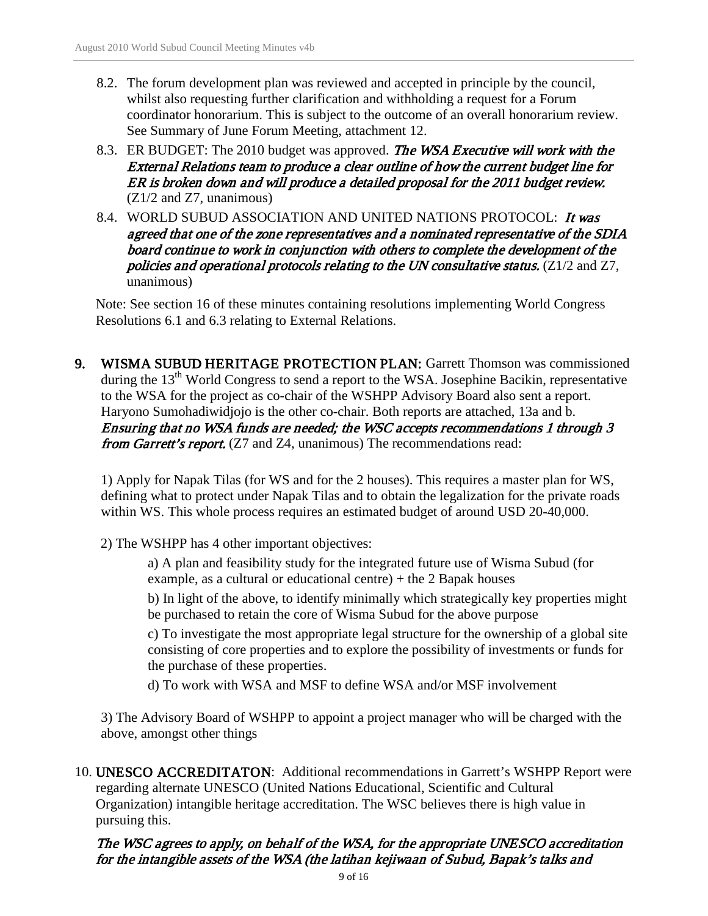8.2. The forum development plan was reviewed and accepted in principle by the council, whilst also requesting further clarification and withholding a request for a Forum coordinator honorarium. This is subject to the outcome of an overall honorarium review. See Summary of June Forum Meeting, attachment 12.

8.3. ER BUDGET: The 2010 budget was approved. *The WSA Executive will work with the External Relations team to produce a clear outline of how the current budget line for ER is broken down and will produce a detailed proposal for the 2011 budget review.* (Z1/2 and Z7, unanimous)

8.4. WORLD SUBUD ASSOCIATION AND UNITED NATIONS PROTOCOL: *It was agreed that one of the zone representatives and a nominated representative of the SDIA board continue to work in conjunction with others to complete the development of the policies and operational protocols relating to the UN consultative status.* (Z1/2 and Z7, unanimous)

Note: See section 16 of these minutes containing resolutions implementing World Congress Resolutions 6.1 and 6.3 relating to External Relations.

**9. WISMA SUBUD HERITAGE PROTECTION PLAN:** Garrett Thomson was commissioned during the 13th World Congress to send a report to the WSA. Josephine Bacikin, representative to the WSA for the project as co-chair of the WSHPP Advisory Board also sent a report. Haryono Sumohadiwidjojo is the other co-chair. Both reports are attached, 13a and b. *Ensuring that no WSA funds are needed; the WSC accepts recommendations 1 through 3 from Garrett's report.* (Z7 and Z4, unanimous) The recommendations read:

1) Apply for Napak Tilas (for WS and for the 2 houses). This requires a master plan for WS, defining what to protect under Napak Tilas and to obtain the legalization for the private roads within WS. This whole process requires an estimated budget of around USD 20-40,000.

2) The WSHPP has 4 other important objectives:

> a) A plan and feasibility study for the integrated future use of Wisma Subud (for example, as a cultural or educational centre) + the 2 Bapak houses
>
> b) In light of the above, to identify minimally which strategically key properties might be purchased to retain the core of Wisma Subud for the above purpose
>
> c) To investigate the most appropriate legal structure for the ownership of a global site consisting of core properties and to explore the possibility of investments or funds for the purchase of these properties.
>
> d) To work with WSA and MSF to define WSA and/or MSF involvement

3) The Advisory Board of WSHPP to appoint a project manager who will be charged with the above, amongst other things

**10. UNESCO ACCREDITATON**: Additional recommendations in Garrett's WSHPP Report were regarding alternate UNESCO (United Nations Educational, Scientific and Cultural Organization) intangible heritage accreditation. The WSC believes there is high value in pursuing this.

*The WSC agrees to apply, on behalf of the WSA, for the appropriate UNESCO accreditation for the intangible assets of the WSA (the latihan kejiwaan of Subud, Bapak's talks and*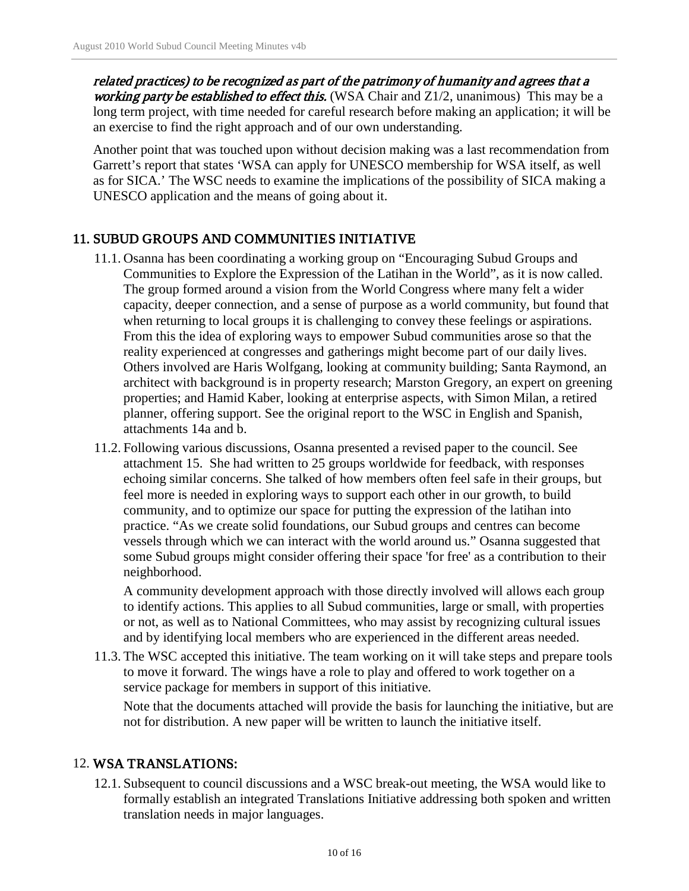***related practices) to be recognized as part of the patrimony of humanity and agrees that a working party be established to effect this.*** (WSA Chair and Z1/2, unanimous) This may be a long term project, with time needed for careful research before making an application; it will be an exercise to find the right approach and of our own understanding.

Another point that was touched upon without decision making was a last recommendation from Garrett's report that states 'WSA can apply for UNESCO membership for WSA itself, as well as for SICA.' The WSC needs to examine the implications of the possibility of SICA making a UNESCO application and the means of going about it.

## 11. SUBUD GROUPS AND COMMUNITIES INITIATIVE

11.1. Osanna has been coordinating a working group on "Encouraging Subud Groups and Communities to Explore the Expression of the Latihan in the World", as it is now called. The group formed around a vision from the World Congress where many felt a wider capacity, deeper connection, and a sense of purpose as a world community, but found that when returning to local groups it is challenging to convey these feelings or aspirations. From this the idea of exploring ways to empower Subud communities arose so that the reality experienced at congresses and gatherings might become part of our daily lives. Others involved are Haris Wolfgang, looking at community building; Santa Raymond, an architect with background is in property research; Marston Gregory, an expert on greening properties; and Hamid Kaber, looking at enterprise aspects, with Simon Milan, a retired planner, offering support. See the original report to the WSC in English and Spanish, attachments 14a and b.

11.2. Following various discussions, Osanna presented a revised paper to the council. See attachment 15. She had written to 25 groups worldwide for feedback, with responses echoing similar concerns. She talked of how members often feel safe in their groups, but feel more is needed in exploring ways to support each other in our growth, to build community, and to optimize our space for putting the expression of the latihan into practice. "As we create solid foundations, our Subud groups and centres can become vessels through which we can interact with the world around us." Osanna suggested that some Subud groups might consider offering their space 'for free' as a contribution to their neighborhood.

A community development approach with those directly involved will allows each group to identify actions. This applies to all Subud communities, large or small, with properties or not, as well as to National Committees, who may assist by recognizing cultural issues and by identifying local members who are experienced in the different areas needed.

11.3. The WSC accepted this initiative. The team working on it will take steps and prepare tools to move it forward. The wings have a role to play and offered to work together on a service package for members in support of this initiative.

Note that the documents attached will provide the basis for launching the initiative, but are not for distribution. A new paper will be written to launch the initiative itself.

## 12. WSA TRANSLATIONS:

12.1. Subsequent to council discussions and a WSC break-out meeting, the WSA would like to formally establish an integrated Translations Initiative addressing both spoken and written translation needs in major languages.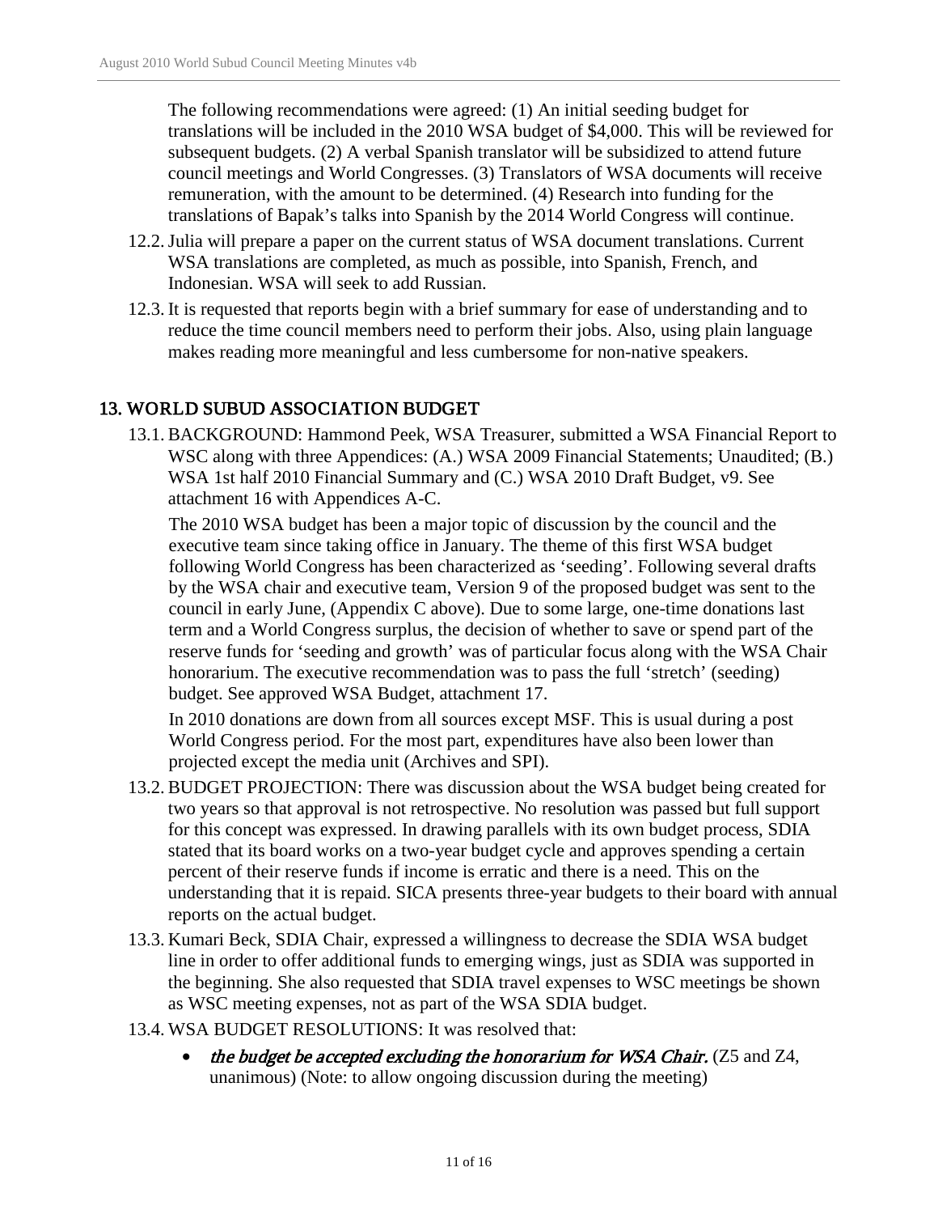The following recommendations were agreed: (1) An initial seeding budget for translations will be included in the 2010 WSA budget of $4,000. This will be reviewed for subsequent budgets. (2) A verbal Spanish translator will be subsidized to attend future council meetings and World Congresses. (3) Translators of WSA documents will receive remuneration, with the amount to be determined. (4) Research into funding for the translations of Bapak's talks into Spanish by the 2014 World Congress will continue.

12.2. Julia will prepare a paper on the current status of WSA document translations. Current WSA translations are completed, as much as possible, into Spanish, French, and Indonesian. WSA will seek to add Russian.

12.3. It is requested that reports begin with a brief summary for ease of understanding and to reduce the time council members need to perform their jobs. Also, using plain language makes reading more meaningful and less cumbersome for non-native speakers.

## 13. WORLD SUBUD ASSOCIATION BUDGET

13.1. BACKGROUND: Hammond Peek, WSA Treasurer, submitted a WSA Financial Report to WSC along with three Appendices: (A.) WSA 2009 Financial Statements; Unaudited; (B.) WSA 1st half 2010 Financial Summary and (C.) WSA 2010 Draft Budget, v9. See attachment 16 with Appendices A-C.

The 2010 WSA budget has been a major topic of discussion by the council and the executive team since taking office in January. The theme of this first WSA budget following World Congress has been characterized as 'seeding'. Following several drafts by the WSA chair and executive team, Version 9 of the proposed budget was sent to the council in early June, (Appendix C above). Due to some large, one-time donations last term and a World Congress surplus, the decision of whether to save or spend part of the reserve funds for 'seeding and growth' was of particular focus along with the WSA Chair honorarium. The executive recommendation was to pass the full 'stretch' (seeding) budget. See approved WSA Budget, attachment 17.

In 2010 donations are down from all sources except MSF. This is usual during a post World Congress period. For the most part, expenditures have also been lower than projected except the media unit (Archives and SPI).

13.2. BUDGET PROJECTION: There was discussion about the WSA budget being created for two years so that approval is not retrospective. No resolution was passed but full support for this concept was expressed. In drawing parallels with its own budget process, SDIA stated that its board works on a two-year budget cycle and approves spending a certain percent of their reserve funds if income is erratic and there is a need. This on the understanding that it is repaid. SICA presents three-year budgets to their board with annual reports on the actual budget.

13.3. Kumari Beck, SDIA Chair, expressed a willingness to decrease the SDIA WSA budget line in order to offer additional funds to emerging wings, just as SDIA was supported in the beginning. She also requested that SDIA travel expenses to WSC meetings be shown as WSC meeting expenses, not as part of the WSA SDIA budget.

13.4. WSA BUDGET RESOLUTIONS: It was resolved that:

- *the budget be accepted excluding the honorarium for WSA Chair.* (Z5 and Z4, unanimous) (Note: to allow ongoing discussion during the meeting)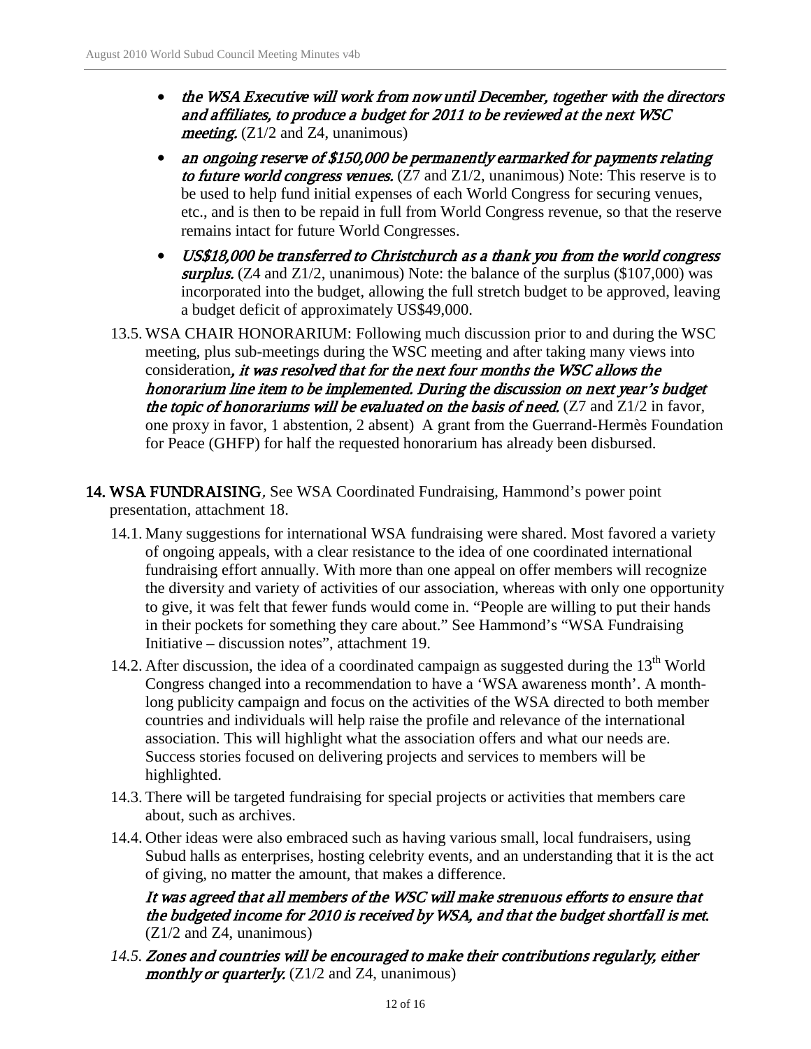- *the WSA Executive will work from now until December, together with the directors and affiliates, to produce a budget for 2011 to be reviewed at the next WSC meeting.* (Z1/2 and Z4, unanimous)
- *an ongoing reserve of $150,000 be permanently earmarked for payments relating to future world congress venues.* (Z7 and Z1/2, unanimous) Note: This reserve is to be used to help fund initial expenses of each World Congress for securing venues, etc., and is then to be repaid in full from World Congress revenue, so that the reserve remains intact for future World Congresses.
- *US$18,000 be transferred to Christchurch as a thank you from the world congress surplus.* (Z4 and Z1/2, unanimous) Note: the balance of the surplus ($107,000) was incorporated into the budget, allowing the full stretch budget to be approved, leaving a budget deficit of approximately US$49,000.

13.5. WSA CHAIR HONORARIUM: Following much discussion prior to and during the WSC meeting, plus sub-meetings during the WSC meeting and after taking many views into consideration*, it was resolved that for the next four months the WSC allows the honorarium line item to be implemented. During the discussion on next year's budget the topic of honorariums will be evaluated on the basis of need.* (Z7 and Z1/2 in favor, one proxy in favor, 1 abstention, 2 absent) A grant from the Guerrand-Hermès Foundation for Peace (GHFP) for half the requested honorarium has already been disbursed.

**14. WSA FUNDRAISING**, See WSA Coordinated Fundraising, Hammond's power point presentation, attachment 18.

14.1. Many suggestions for international WSA fundraising were shared. Most favored a variety of ongoing appeals, with a clear resistance to the idea of one coordinated international fundraising effort annually. With more than one appeal on offer members will recognize the diversity and variety of activities of our association, whereas with only one opportunity to give, it was felt that fewer funds would come in. "People are willing to put their hands in their pockets for something they care about." See Hammond's "WSA Fundraising Initiative – discussion notes", attachment 19.

14.2. After discussion, the idea of a coordinated campaign as suggested during the 13th World Congress changed into a recommendation to have a 'WSA awareness month'. A month-long publicity campaign and focus on the activities of the WSA directed to both member countries and individuals will help raise the profile and relevance of the international association. This will highlight what the association offers and what our needs are. Success stories focused on delivering projects and services to members will be highlighted.

14.3. There will be targeted fundraising for special projects or activities that members care about, such as archives.

14.4. Other ideas were also embraced such as having various small, local fundraisers, using Subud halls as enterprises, hosting celebrity events, and an understanding that it is the act of giving, no matter the amount, that makes a difference.

*It was agreed that all members of the WSC will make strenuous efforts to ensure that the budgeted income for 2010 is received by WSA, and that the budget shortfall is met.* (Z1/2 and Z4, unanimous)

*14.5. Zones and countries will be encouraged to make their contributions regularly, either monthly or quarterly.* (Z1/2 and Z4, unanimous)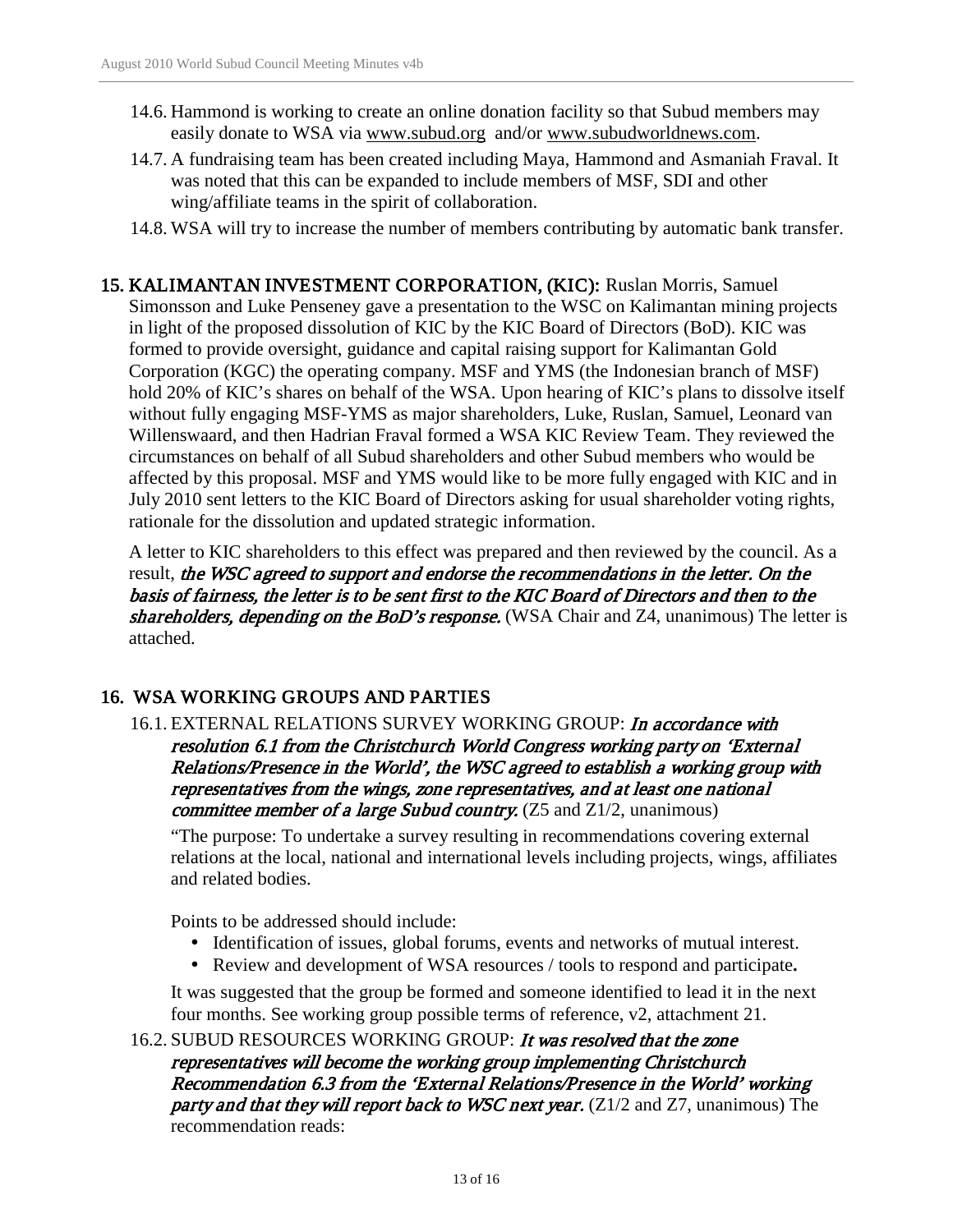14.6. Hammond is working to create an online donation facility so that Subud members may easily donate to WSA via www.subud.org and/or www.subudworldnews.com.

14.7. A fundraising team has been created including Maya, Hammond and Asmaniah Fraval. It was noted that this can be expanded to include members of MSF, SDI and other wing/affiliate teams in the spirit of collaboration.

14.8. WSA will try to increase the number of members contributing by automatic bank transfer.

## 15. KALIMANTAN INVESTMENT CORPORATION, (KIC):

Ruslan Morris, Samuel Simonsson and Luke Penseney gave a presentation to the WSC on Kalimantan mining projects in light of the proposed dissolution of KIC by the KIC Board of Directors (BoD). KIC was formed to provide oversight, guidance and capital raising support for Kalimantan Gold Corporation (KGC) the operating company. MSF and YMS (the Indonesian branch of MSF) hold 20% of KIC's shares on behalf of the WSA. Upon hearing of KIC's plans to dissolve itself without fully engaging MSF-YMS as major shareholders, Luke, Ruslan, Samuel, Leonard van Willenswaard, and then Hadrian Fraval formed a WSA KIC Review Team. They reviewed the circumstances on behalf of all Subud shareholders and other Subud members who would be affected by this proposal. MSF and YMS would like to be more fully engaged with KIC and in July 2010 sent letters to the KIC Board of Directors asking for usual shareholder voting rights, rationale for the dissolution and updated strategic information.

A letter to KIC shareholders to this effect was prepared and then reviewed by the council. As a result, *the WSC agreed to support and endorse the recommendations in the letter. On the basis of fairness, the letter is to be sent first to the KIC Board of Directors and then to the shareholders, depending on the BoD's response.* (WSA Chair and Z4, unanimous) The letter is attached.

## 16. WSA WORKING GROUPS AND PARTIES

16.1. EXTERNAL RELATIONS SURVEY WORKING GROUP: *In accordance with resolution 6.1 from the Christchurch World Congress working party on 'External Relations/Presence in the World', the WSC agreed to establish a working group with representatives from the wings, zone representatives, and at least one national committee member of a large Subud country.* (Z5 and Z1/2, unanimous)

"The purpose: To undertake a survey resulting in recommendations covering external relations at the local, national and international levels including projects, wings, affiliates and related bodies.

Points to be addressed should include:

- Identification of issues, global forums, events and networks of mutual interest.
- Review and development of WSA resources / tools to respond and participate**.**

It was suggested that the group be formed and someone identified to lead it in the next four months. See working group possible terms of reference, v2, attachment 21.

16.2. SUBUD RESOURCES WORKING GROUP: *It was resolved that the zone representatives will become the working group implementing Christchurch Recommendation 6.3 from the 'External Relations/Presence in the World' working party and that they will report back to WSC next year.* (Z1/2 and Z7, unanimous) The recommendation reads: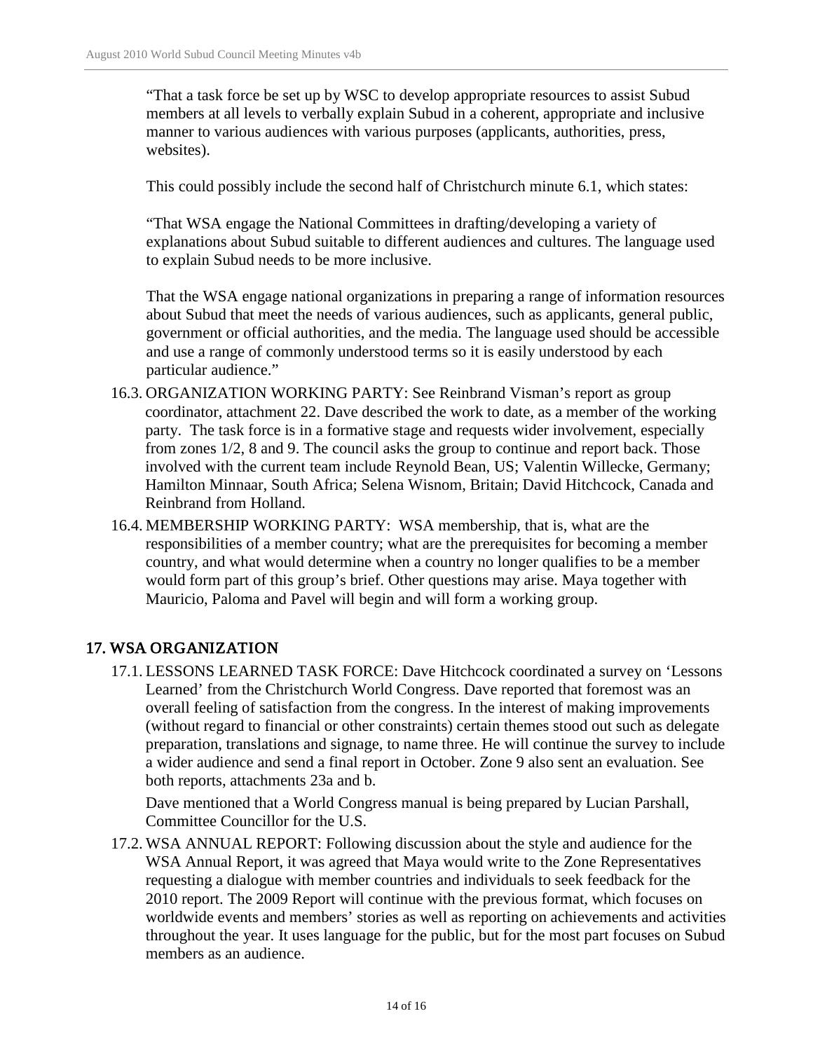"That a task force be set up by WSC to develop appropriate resources to assist Subud members at all levels to verbally explain Subud in a coherent, appropriate and inclusive manner to various audiences with various purposes (applicants, authorities, press, websites).

This could possibly include the second half of Christchurch minute 6.1, which states:

"That WSA engage the National Committees in drafting/developing a variety of explanations about Subud suitable to different audiences and cultures. The language used to explain Subud needs to be more inclusive.

That the WSA engage national organizations in preparing a range of information resources about Subud that meet the needs of various audiences, such as applicants, general public, government or official authorities, and the media. The language used should be accessible and use a range of commonly understood terms so it is easily understood by each particular audience."

16.3. ORGANIZATION WORKING PARTY: See Reinbrand Visman's report as group coordinator, attachment 22. Dave described the work to date, as a member of the working party. The task force is in a formative stage and requests wider involvement, especially from zones 1/2, 8 and 9. The council asks the group to continue and report back. Those involved with the current team include Reynold Bean, US; Valentin Willecke, Germany; Hamilton Minnaar, South Africa; Selena Wisnom, Britain; David Hitchcock, Canada and Reinbrand from Holland.

16.4. MEMBERSHIP WORKING PARTY: WSA membership, that is, what are the responsibilities of a member country; what are the prerequisites for becoming a member country, and what would determine when a country no longer qualifies to be a member would form part of this group's brief. Other questions may arise. Maya together with Mauricio, Paloma and Pavel will begin and will form a working group.

## 17. WSA ORGANIZATION

17.1. LESSONS LEARNED TASK FORCE: Dave Hitchcock coordinated a survey on 'Lessons Learned' from the Christchurch World Congress. Dave reported that foremost was an overall feeling of satisfaction from the congress. In the interest of making improvements (without regard to financial or other constraints) certain themes stood out such as delegate preparation, translations and signage, to name three. He will continue the survey to include a wider audience and send a final report in October. Zone 9 also sent an evaluation. See both reports, attachments 23a and b.

Dave mentioned that a World Congress manual is being prepared by Lucian Parshall, Committee Councillor for the U.S.

17.2. WSA ANNUAL REPORT: Following discussion about the style and audience for the WSA Annual Report, it was agreed that Maya would write to the Zone Representatives requesting a dialogue with member countries and individuals to seek feedback for the 2010 report. The 2009 Report will continue with the previous format, which focuses on worldwide events and members' stories as well as reporting on achievements and activities throughout the year. It uses language for the public, but for the most part focuses on Subud members as an audience.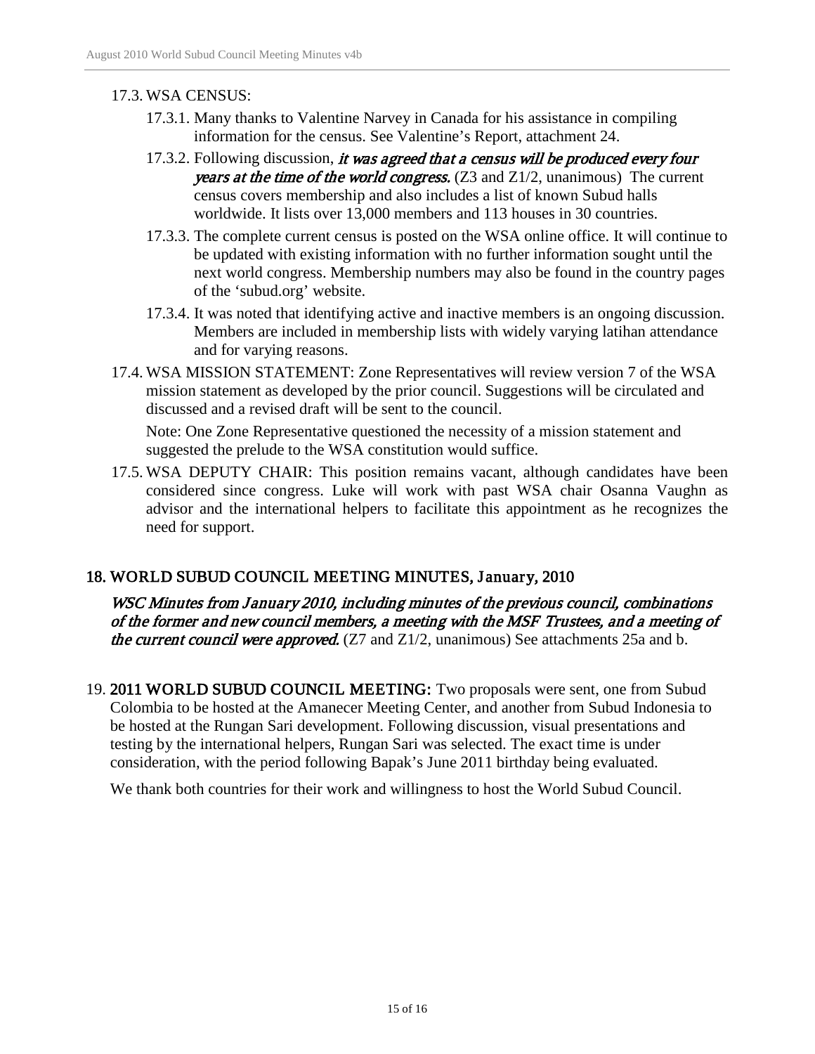17.3. WSA CENSUS:

17.3.1. Many thanks to Valentine Narvey in Canada for his assistance in compiling information for the census. See Valentine's Report, attachment 24.

17.3.2. Following discussion, ***it was agreed that a census will be produced every four years at the time of the world congress.*** (Z3 and Z1/2, unanimous) The current census covers membership and also includes a list of known Subud halls worldwide. It lists over 13,000 members and 113 houses in 30 countries.

17.3.3. The complete current census is posted on the WSA online office. It will continue to be updated with existing information with no further information sought until the next world congress. Membership numbers may also be found in the country pages of the 'subud.org' website.

17.3.4. It was noted that identifying active and inactive members is an ongoing discussion. Members are included in membership lists with widely varying latihan attendance and for varying reasons.

17.4. WSA MISSION STATEMENT: Zone Representatives will review version 7 of the WSA mission statement as developed by the prior council. Suggestions will be circulated and discussed and a revised draft will be sent to the council.

Note: One Zone Representative questioned the necessity of a mission statement and suggested the prelude to the WSA constitution would suffice.

17.5. WSA DEPUTY CHAIR: This position remains vacant, although candidates have been considered since congress. Luke will work with past WSA chair Osanna Vaughn as advisor and the international helpers to facilitate this appointment as he recognizes the need for support.

## 18. WORLD SUBUD COUNCIL MEETING MINUTES, January, 2010

***WSC Minutes from January 2010, including minutes of the previous council, combinations of the former and new council members, a meeting with the MSF Trustees, and a meeting of the current council were approved.*** (Z7 and Z1/2, unanimous) See attachments 25a and b.

19. **2011 WORLD SUBUD COUNCIL MEETING:** Two proposals were sent, one from Subud Colombia to be hosted at the Amanecer Meeting Center, and another from Subud Indonesia to be hosted at the Rungan Sari development. Following discussion, visual presentations and testing by the international helpers, Rungan Sari was selected. The exact time is under consideration, with the period following Bapak's June 2011 birthday being evaluated.

We thank both countries for their work and willingness to host the World Subud Council.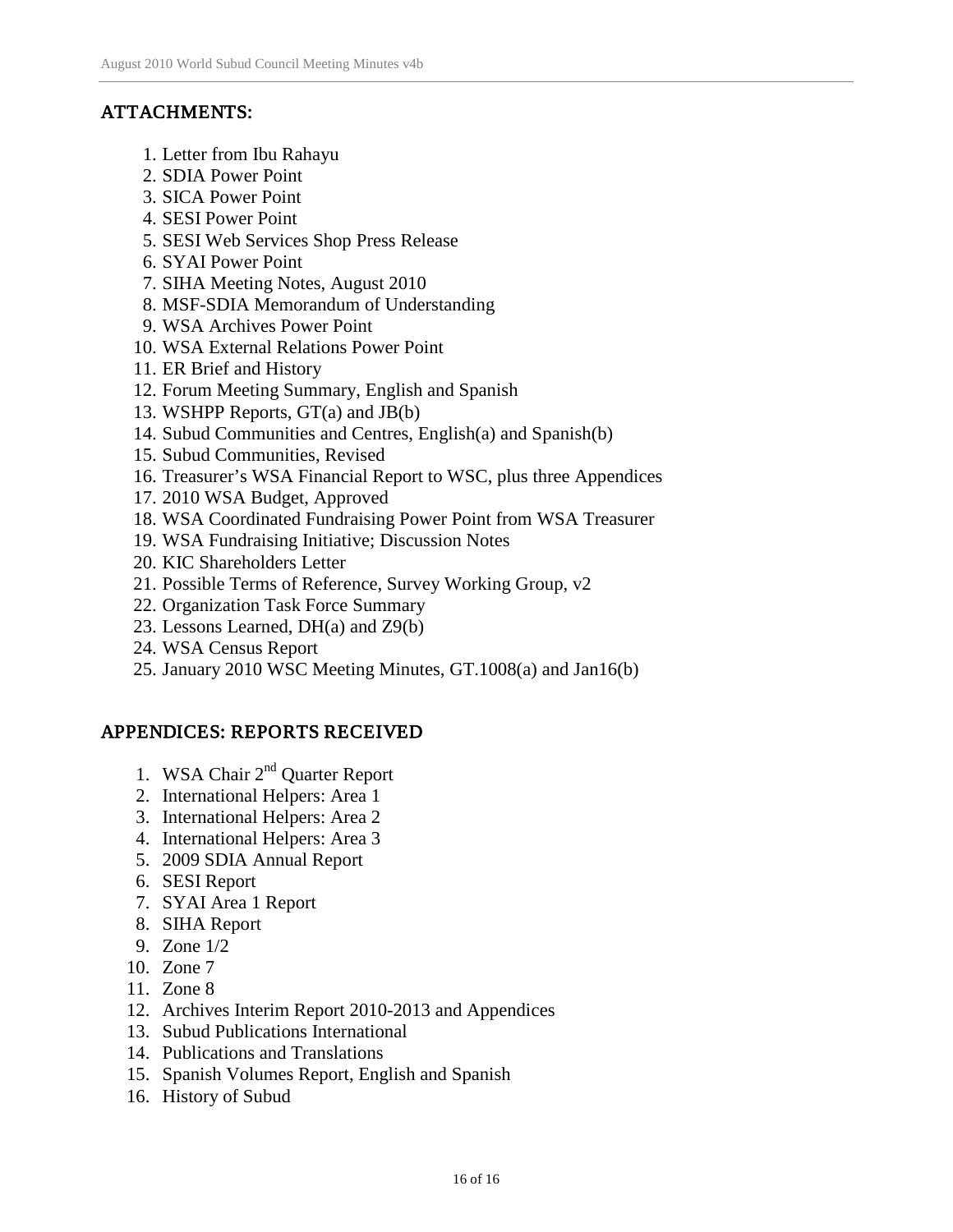## ATTACHMENTS:

1. Letter from Ibu Rahayu
2. SDIA Power Point
3. SICA Power Point
4. SESI Power Point
5. SESI Web Services Shop Press Release
6. SYAI Power Point
7. SIHA Meeting Notes, August 2010
8. MSF-SDIA Memorandum of Understanding
9. WSA Archives Power Point
10. WSA External Relations Power Point
11. ER Brief and History
12. Forum Meeting Summary, English and Spanish
13. WSHPP Reports, GT(a) and JB(b)
14. Subud Communities and Centres, English(a) and Spanish(b)
15. Subud Communities, Revised
16. Treasurer's WSA Financial Report to WSC, plus three Appendices
17. 2010 WSA Budget, Approved
18. WSA Coordinated Fundraising Power Point from WSA Treasurer
19. WSA Fundraising Initiative; Discussion Notes
20. KIC Shareholders Letter
21. Possible Terms of Reference, Survey Working Group, v2
22. Organization Task Force Summary
23. Lessons Learned, DH(a) and Z9(b)
24. WSA Census Report
25. January 2010 WSC Meeting Minutes, GT.1008(a) and Jan16(b)

## APPENDICES: REPORTS RECEIVED

1. WSA Chair 2nd Quarter Report
2. International Helpers: Area 1
3. International Helpers: Area 2
4. International Helpers: Area 3
5. 2009 SDIA Annual Report
6. SESI Report
7. SYAI Area 1 Report
8. SIHA Report
9. Zone 1/2
10. Zone 7
11. Zone 8
12. Archives Interim Report 2010-2013 and Appendices
13. Subud Publications International
14. Publications and Translations
15. Spanish Volumes Report, English and Spanish
16. History of Subud